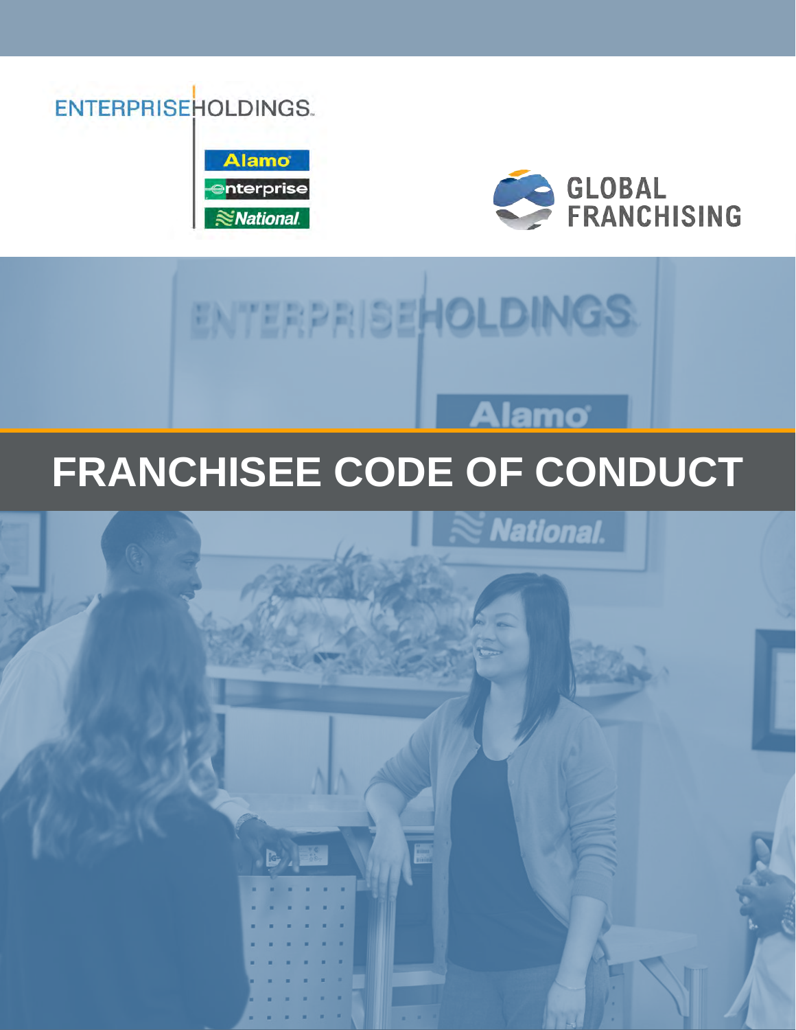ENTERPRISEHOLDINGS

Alamo

enterprise

National

GLOBAL FRANCHISING

# FRANCHISEE CODE OF CONDUCT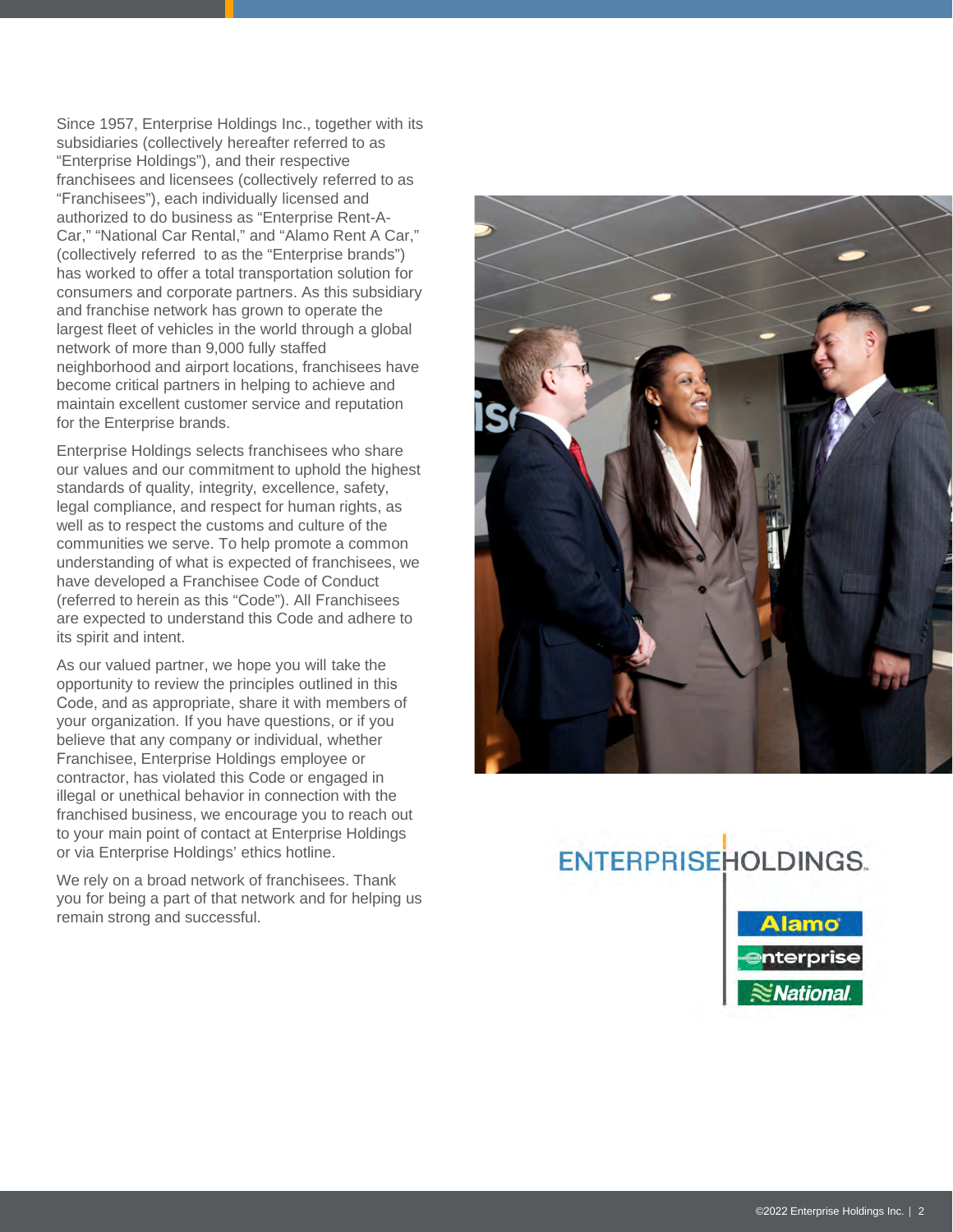Since 1957, Enterprise Holdings Inc., together with its subsidiaries (collectively hereafter referred to as "Enterprise Holdings"), and their respective franchisees and licensees (collectively referred to as "Franchisees"), each individually licensed and authorized to do business as "Enterprise Rent-A-Car," "National Car Rental," and "Alamo Rent A Car," (collectively referred to as the "Enterprise brands") has worked to offer a total transportation solution for consumers and corporate partners. As this subsidiary and franchise network has grown to operate the largest fleet of vehicles in the world through a global network of more than 9,000 fully staffed neighborhood and airport locations, franchisees have become critical partners in helping to achieve and maintain excellent customer service and reputation for the Enterprise brands.

Enterprise Holdings selects franchisees who share our values and our commitment to uphold the highest standards of quality, integrity, excellence, safety, legal compliance, and respect for human rights, as well as to respect the customs and culture of the communities we serve. To help promote a common understanding of what is expected of franchisees, we have developed a Franchisee Code of Conduct (referred to herein as this "Code"). All Franchisees are expected to understand this Code and adhere to its spirit and intent.

As our valued partner, we hope you will take the opportunity to review the principles outlined in this Code, and as appropriate, share it with members of your organization. If you have questions, or if you believe that any company or individual, whether Franchisee, Enterprise Holdings employee or contractor, has violated this Code or engaged in illegal or unethical behavior in connection with the franchised business, we encourage you to reach out to your main point of contact at Enterprise Holdings or via Enterprise Holdings' ethics hotline.

We rely on a broad network of franchisees. Thank you for being a part of that network and for helping us remain strong and successful.

ENTERPRISE HOLDINGS

Alamo

enterprise

National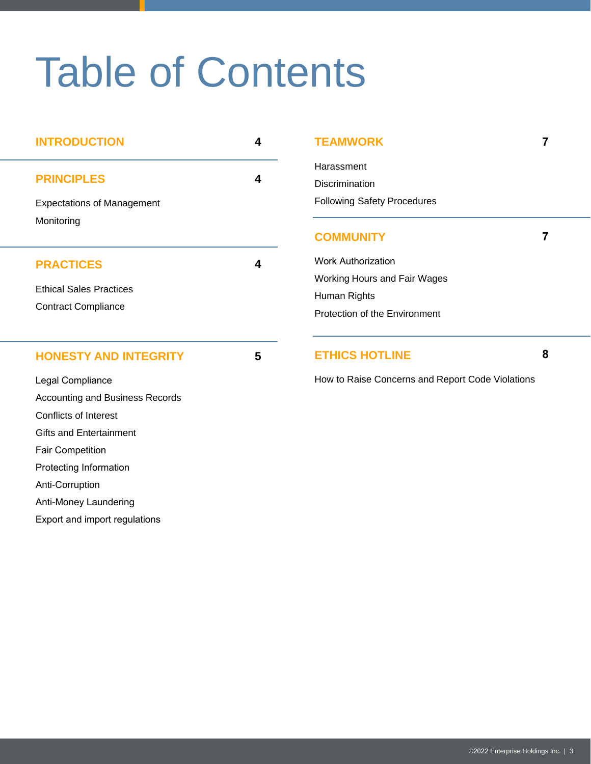# Table of Contents

**INTRODUCTION** **4**

**PRINCIPLES** **4**

Expectations of Management

Monitoring

**PRACTICES** **4**

Ethical Sales Practices

Contract Compliance

**HONESTY AND INTEGRITY** **5**

Legal Compliance

Accounting and Business Records

Conflicts of Interest

Gifts and Entertainment

Fair Competition

Protecting Information

Anti-Corruption

Anti-Money Laundering

Export and import regulations

**TEAMWORK** **7**

Harassment

Discrimination

Following Safety Procedures

**COMMUNITY** **7**

Work Authorization

Working Hours and Fair Wages

Human Rights

Protection of the Environment

**ETHICS HOTLINE** **8**

How to Raise Concerns and Report Code Violations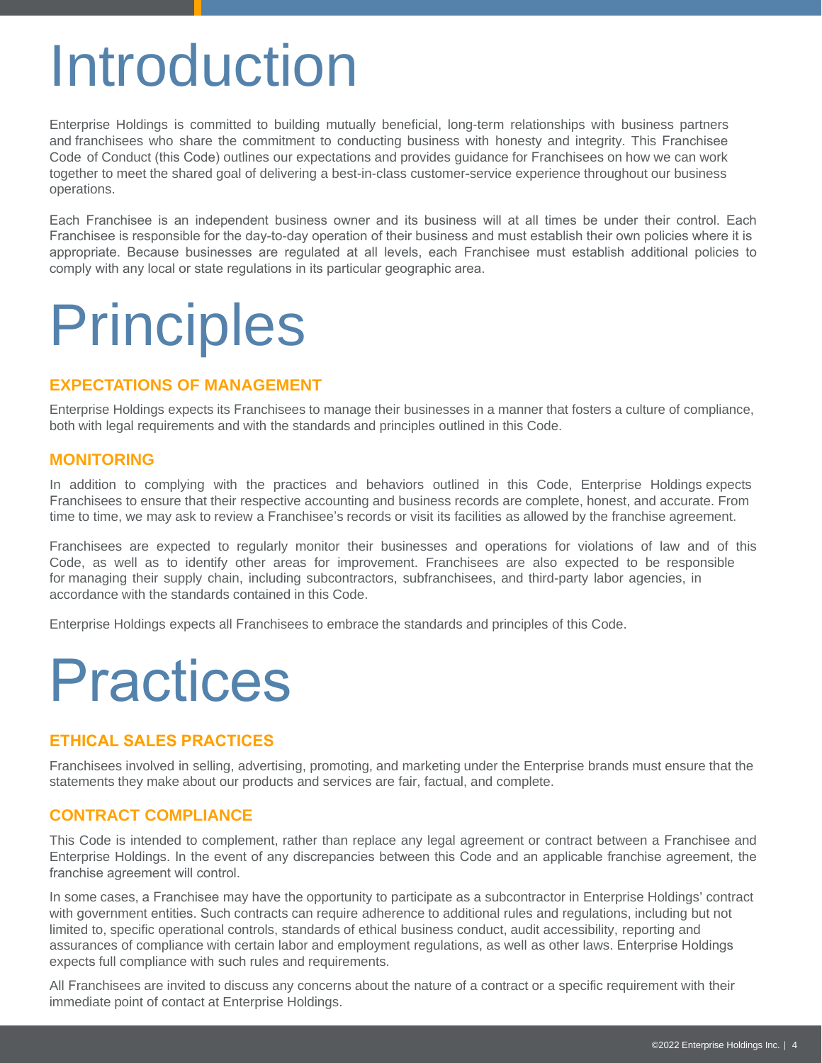# Introduction

Enterprise Holdings is committed to building mutually beneficial, long-term relationships with business partners and franchisees who share the commitment to conducting business with honesty and integrity. This Franchisee Code of Conduct (this Code) outlines our expectations and provides guidance for Franchisees on how we can work together to meet the shared goal of delivering a best-in-class customer-service experience throughout our business operations.

Each Franchisee is an independent business owner and its business will at all times be under their control. Each Franchisee is responsible for the day-to-day operation of their business and must establish their own policies where it is appropriate. Because businesses are regulated at all levels, each Franchisee must establish additional policies to comply with any local or state regulations in its particular geographic area.

# Principles

## EXPECTATIONS OF MANAGEMENT

Enterprise Holdings expects its Franchisees to manage their businesses in a manner that fosters a culture of compliance, both with legal requirements and with the standards and principles outlined in this Code.

## MONITORING

In addition to complying with the practices and behaviors outlined in this Code, Enterprise Holdings expects Franchisees to ensure that their respective accounting and business records are complete, honest, and accurate. From time to time, we may ask to review a Franchisee's records or visit its facilities as allowed by the franchise agreement.

Franchisees are expected to regularly monitor their businesses and operations for violations of law and of this Code, as well as to identify other areas for improvement. Franchisees are also expected to be responsible for managing their supply chain, including subcontractors, subfranchisees, and third-party labor agencies, in accordance with the standards contained in this Code.

Enterprise Holdings expects all Franchisees to embrace the standards and principles of this Code.

# Practices

## ETHICAL SALES PRACTICES

Franchisees involved in selling, advertising, promoting, and marketing under the Enterprise brands must ensure that the statements they make about our products and services are fair, factual, and complete.

## CONTRACT COMPLIANCE

This Code is intended to complement, rather than replace any legal agreement or contract between a Franchisee and Enterprise Holdings. In the event of any discrepancies between this Code and an applicable franchise agreement, the franchise agreement will control.

In some cases, a Franchisee may have the opportunity to participate as a subcontractor in Enterprise Holdings' contract with government entities. Such contracts can require adherence to additional rules and regulations, including but not limited to, specific operational controls, standards of ethical business conduct, audit accessibility, reporting and assurances of compliance with certain labor and employment regulations, as well as other laws. Enterprise Holdings expects full compliance with such rules and requirements.

All Franchisees are invited to discuss any concerns about the nature of a contract or a specific requirement with their immediate point of contact at Enterprise Holdings.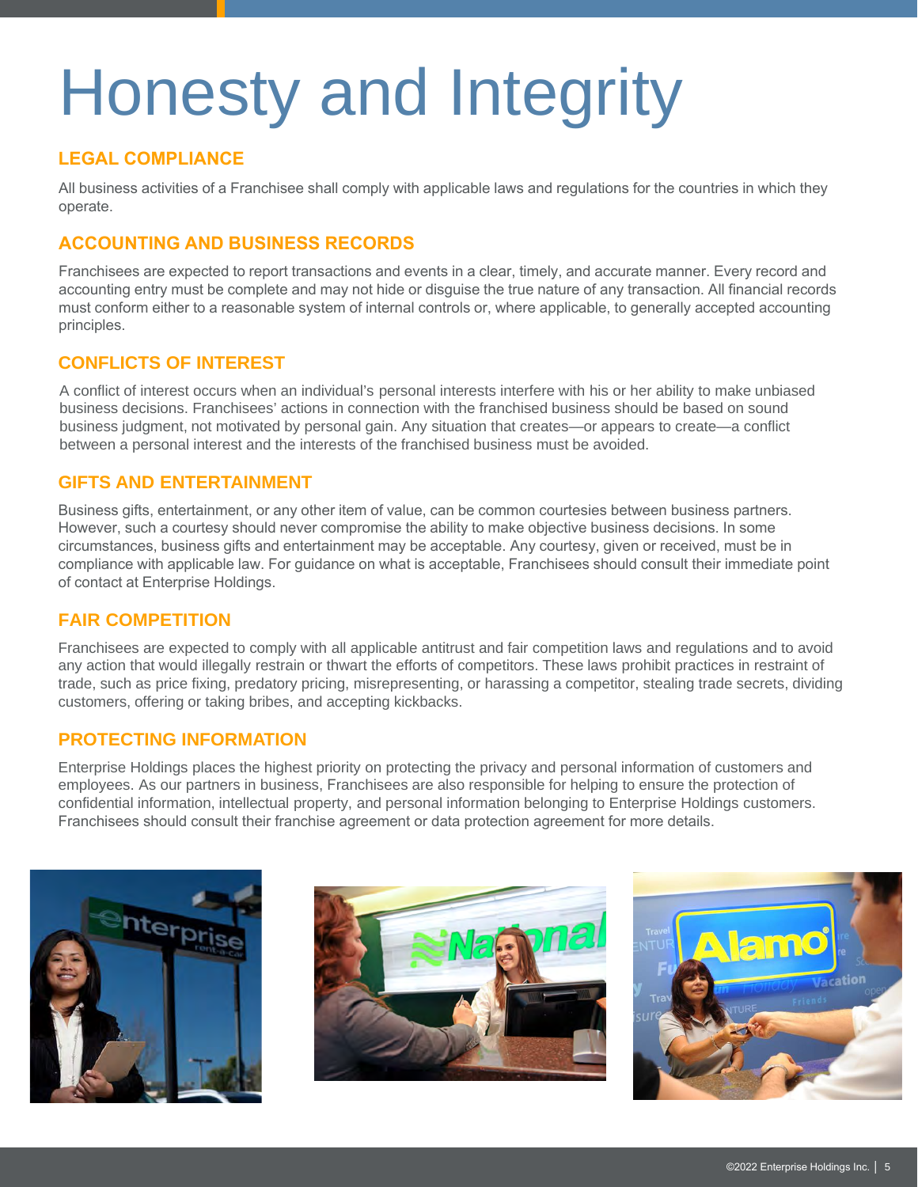# Honesty and Integrity

## LEGAL COMPLIANCE

All business activities of a Franchisee shall comply with applicable laws and regulations for the countries in which they operate.

## ACCOUNTING AND BUSINESS RECORDS

Franchisees are expected to report transactions and events in a clear, timely, and accurate manner. Every record and accounting entry must be complete and may not hide or disguise the true nature of any transaction. All financial records must conform either to a reasonable system of internal controls or, where applicable, to generally accepted accounting principles.

## CONFLICTS OF INTEREST

A conflict of interest occurs when an individual's personal interests interfere with his or her ability to make unbiased business decisions. Franchisees' actions in connection with the franchised business should be based on sound business judgment, not motivated by personal gain. Any situation that creates—or appears to create—a conflict between a personal interest and the interests of the franchised business must be avoided.

## GIFTS AND ENTERTAINMENT

Business gifts, entertainment, or any other item of value, can be common courtesies between business partners. However, such a courtesy should never compromise the ability to make objective business decisions. In some circumstances, business gifts and entertainment may be acceptable. Any courtesy, given or received, must be in compliance with applicable law. For guidance on what is acceptable, Franchisees should consult their immediate point of contact at Enterprise Holdings.

## FAIR COMPETITION

Franchisees are expected to comply with all applicable antitrust and fair competition laws and regulations and to avoid any action that would illegally restrain or thwart the efforts of competitors. These laws prohibit practices in restraint of trade, such as price fixing, predatory pricing, misrepresenting, or harassing a competitor, stealing trade secrets, dividing customers, offering or taking bribes, and accepting kickbacks.

## PROTECTING INFORMATION

Enterprise Holdings places the highest priority on protecting the privacy and personal information of customers and employees. As our partners in business, Franchisees are also responsible for helping to ensure the protection of confidential information, intellectual property, and personal information belonging to Enterprise Holdings customers. Franchisees should consult their franchise agreement or data protection agreement for more details.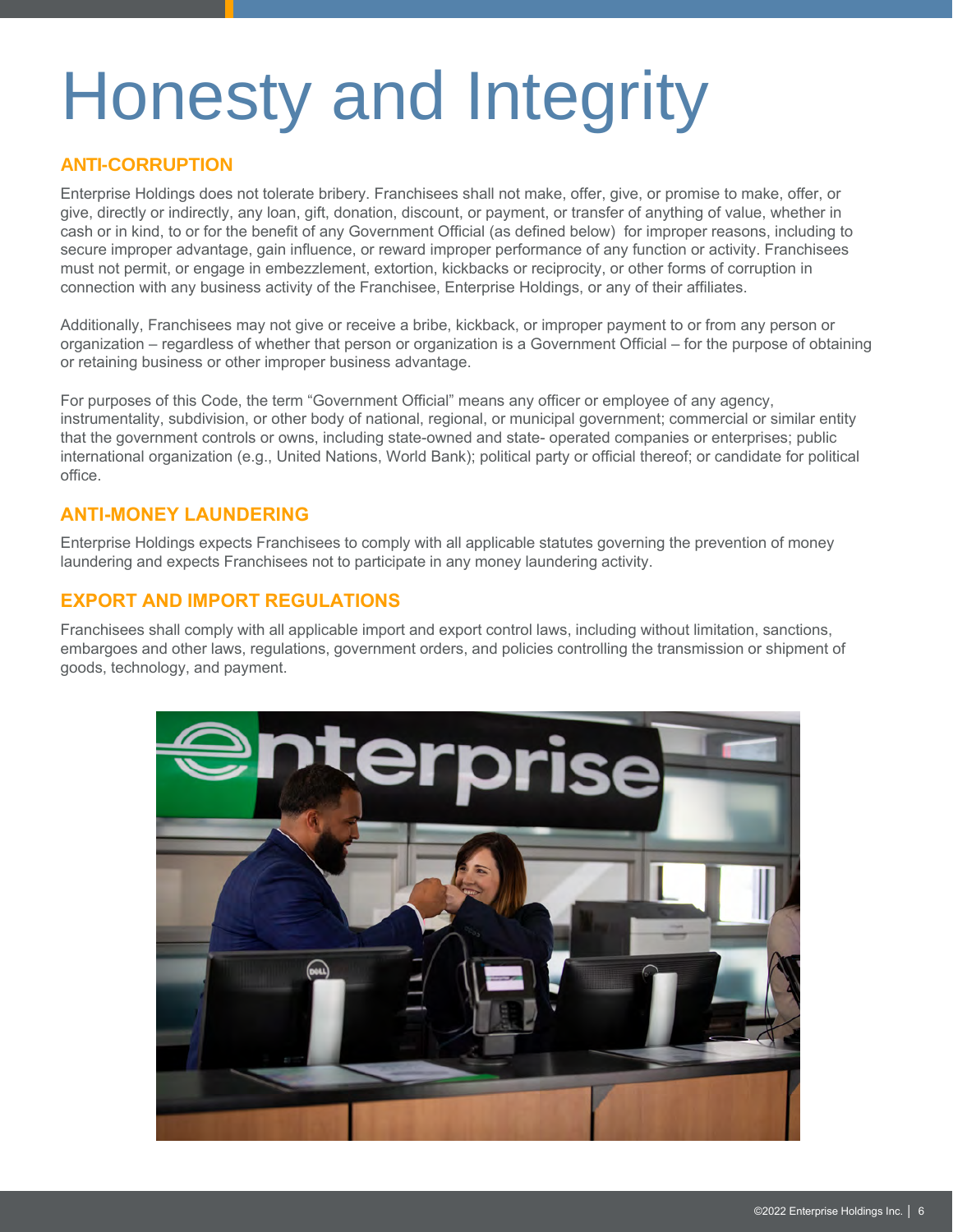# Honesty and Integrity

## ANTI-CORRUPTION

Enterprise Holdings does not tolerate bribery. Franchisees shall not make, offer, give, or promise to make, offer, or give, directly or indirectly, any loan, gift, donation, discount, or payment, or transfer of anything of value, whether in cash or in kind, to or for the benefit of any Government Official (as defined below) for improper reasons, including to secure improper advantage, gain influence, or reward improper performance of any function or activity. Franchisees must not permit, or engage in embezzlement, extortion, kickbacks or reciprocity, or other forms of corruption in connection with any business activity of the Franchisee, Enterprise Holdings, or any of their affiliates.

Additionally, Franchisees may not give or receive a bribe, kickback, or improper payment to or from any person or organization – regardless of whether that person or organization is a Government Official – for the purpose of obtaining or retaining business or other improper business advantage.

For purposes of this Code, the term "Government Official" means any officer or employee of any agency, instrumentality, subdivision, or other body of national, regional, or municipal government; commercial or similar entity that the government controls or owns, including state-owned and state- operated companies or enterprises; public international organization (e.g., United Nations, World Bank); political party or official thereof; or candidate for political office.

## ANTI-MONEY LAUNDERING

Enterprise Holdings expects Franchisees to comply with all applicable statutes governing the prevention of money laundering and expects Franchisees not to participate in any money laundering activity.

## EXPORT AND IMPORT REGULATIONS

Franchisees shall comply with all applicable import and export control laws, including without limitation, sanctions, embargoes and other laws, regulations, government orders, and policies controlling the transmission or shipment of goods, technology, and payment.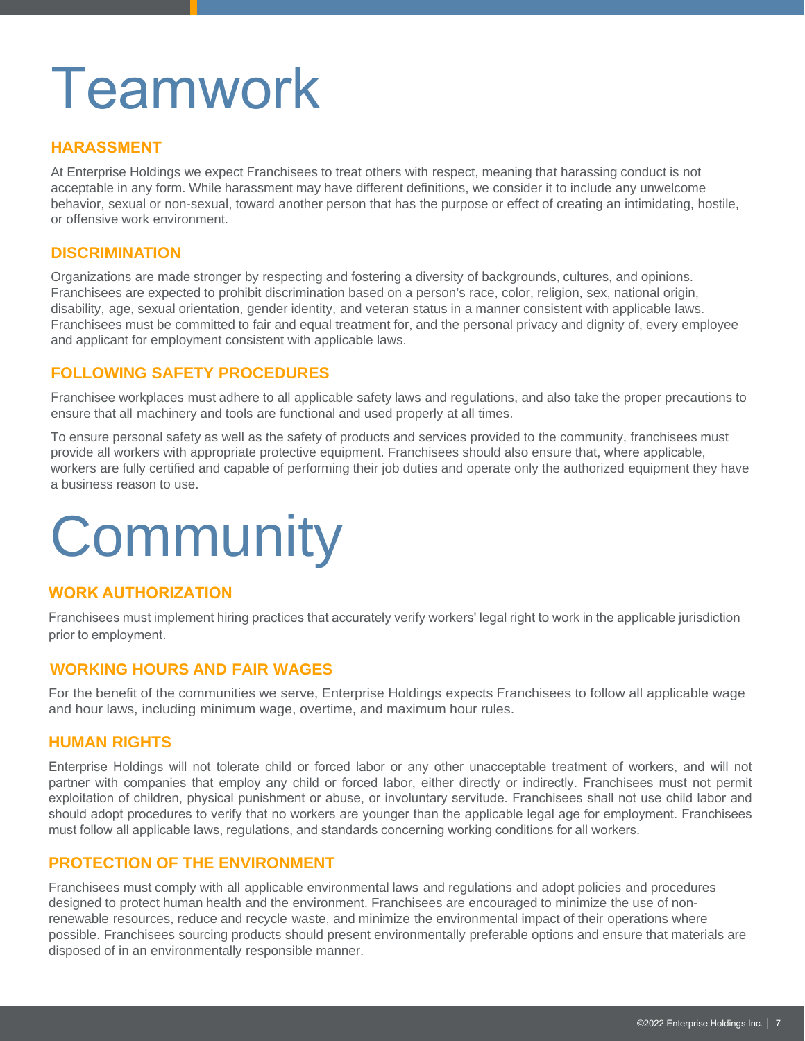# Teamwork

## HARASSMENT

At Enterprise Holdings we expect Franchisees to treat others with respect, meaning that harassing conduct is not acceptable in any form. While harassment may have different definitions, we consider it to include any unwelcome behavior, sexual or non-sexual, toward another person that has the purpose or effect of creating an intimidating, hostile, or offensive work environment.

## DISCRIMINATION

Organizations are made stronger by respecting and fostering a diversity of backgrounds, cultures, and opinions. Franchisees are expected to prohibit discrimination based on a person's race, color, religion, sex, national origin, disability, age, sexual orientation, gender identity, and veteran status in a manner consistent with applicable laws. Franchisees must be committed to fair and equal treatment for, and the personal privacy and dignity of, every employee and applicant for employment consistent with applicable laws.

## FOLLOWING SAFETY PROCEDURES

Franchisee workplaces must adhere to all applicable safety laws and regulations, and also take the proper precautions to ensure that all machinery and tools are functional and used properly at all times.

To ensure personal safety as well as the safety of products and services provided to the community, franchisees must provide all workers with appropriate protective equipment. Franchisees should also ensure that, where applicable, workers are fully certified and capable of performing their job duties and operate only the authorized equipment they have a business reason to use.

# Community

## WORK AUTHORIZATION

Franchisees must implement hiring practices that accurately verify workers' legal right to work in the applicable jurisdiction prior to employment.

## WORKING HOURS AND FAIR WAGES

For the benefit of the communities we serve, Enterprise Holdings expects Franchisees to follow all applicable wage and hour laws, including minimum wage, overtime, and maximum hour rules.

## HUMAN RIGHTS

Enterprise Holdings will not tolerate child or forced labor or any other unacceptable treatment of workers, and will not partner with companies that employ any child or forced labor, either directly or indirectly. Franchisees must not permit exploitation of children, physical punishment or abuse, or involuntary servitude. Franchisees shall not use child labor and should adopt procedures to verify that no workers are younger than the applicable legal age for employment. Franchisees must follow all applicable laws, regulations, and standards concerning working conditions for all workers.

## PROTECTION OF THE ENVIRONMENT

Franchisees must comply with all applicable environmental laws and regulations and adopt policies and procedures designed to protect human health and the environment. Franchisees are encouraged to minimize the use of non-renewable resources, reduce and recycle waste, and minimize the environmental impact of their operations where possible. Franchisees sourcing products should present environmentally preferable options and ensure that materials are disposed of in an environmentally responsible manner.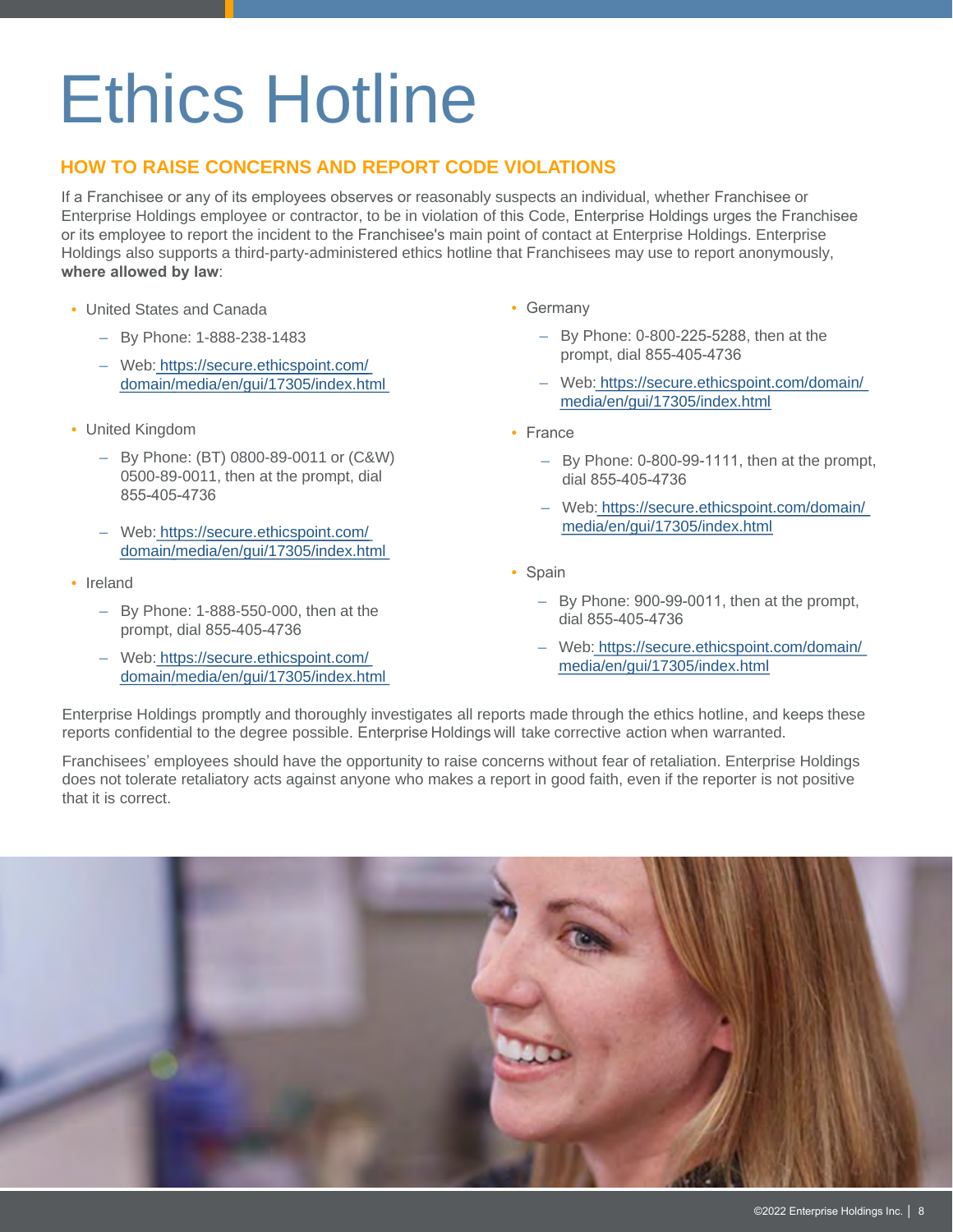# Ethics Hotline

## HOW TO RAISE CONCERNS AND REPORT CODE VIOLATIONS

If a Franchisee or any of its employees observes or reasonably suspects an individual, whether Franchisee or Enterprise Holdings employee or contractor, to be in violation of this Code, Enterprise Holdings urges the Franchisee or its employee to report the incident to the Franchisee's main point of contact at Enterprise Holdings. Enterprise Holdings also supports a third-party-administered ethics hotline that Franchisees may use to report anonymously, **where allowed by law**:

- United States and Canada
  - By Phone: 1-888-238-1483
  - Web: https://secure.ethicspoint.com/domain/media/en/gui/17305/index.html
- United Kingdom
  - By Phone: (BT) 0800-89-0011 or (C&W) 0500-89-0011, then at the prompt, dial 855-405-4736
  - Web: https://secure.ethicspoint.com/domain/media/en/gui/17305/index.html
- Ireland
  - By Phone: 1-888-550-000, then at the prompt, dial 855-405-4736
  - Web: https://secure.ethicspoint.com/domain/media/en/gui/17305/index.html
- Germany
  - By Phone: 0-800-225-5288, then at the prompt, dial 855-405-4736
  - Web: https://secure.ethicspoint.com/domain/media/en/gui/17305/index.html
- France
  - By Phone: 0-800-99-1111, then at the prompt, dial 855-405-4736
  - Web: https://secure.ethicspoint.com/domain/media/en/gui/17305/index.html
- Spain
  - By Phone: 900-99-0011, then at the prompt, dial 855-405-4736
  - Web: https://secure.ethicspoint.com/domain/media/en/gui/17305/index.html

Enterprise Holdings promptly and thoroughly investigates all reports made through the ethics hotline, and keeps these reports confidential to the degree possible. Enterprise Holdings will take corrective action when warranted.

Franchisees' employees should have the opportunity to raise concerns without fear of retaliation. Enterprise Holdings does not tolerate retaliatory acts against anyone who makes a report in good faith, even if the reporter is not positive that it is correct.